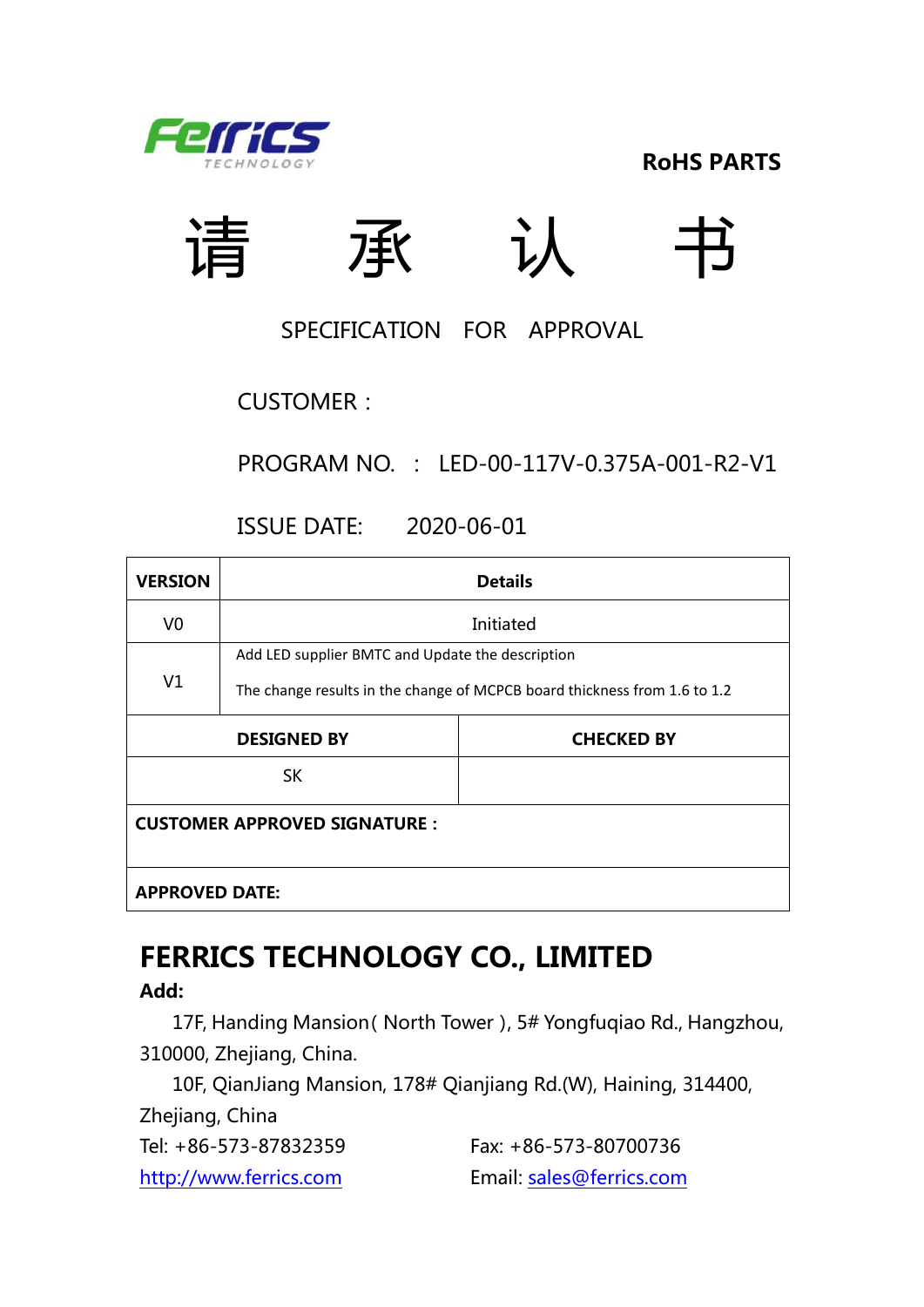Ferrics TECHNOLOGY

**RoHS PARTS**

# 请　　承　　认　　书

SPECIFICATION　FOR　APPROVAL

CUSTOMER：

PROGRAM NO.　:　LED-00-117V-0.375A-001-R2-V1

ISSUE DATE:　　2020-06-01

| **VERSION** | **Details** |
|---|---|
| V0 | Initiated |
| V1 | Add LED supplier BMTC and Update the description<br>The change results in the change of MCPCB board thickness from 1.6 to 1.2 |

| **DESIGNED BY** | **CHECKED BY** |
|---|---|
| SK | |

| **CUSTOMER APPROVED SIGNATURE：** |
|---|
| **APPROVED DATE:** |

## FERRICS TECHNOLOGY CO., LIMITED

**Add:**

17F, Handing Mansion( North Tower ), 5# Yongfuqiao Rd., Hangzhou, 310000, Zhejiang, China.

10F, QianJiang Mansion, 178# Qianjiang Rd.(W), Haining, 314400, Zhejiang, China

Tel: +86-573-87832359　　Fax: +86-573-80700736

http://www.ferrics.com　　Email: sales@ferrics.com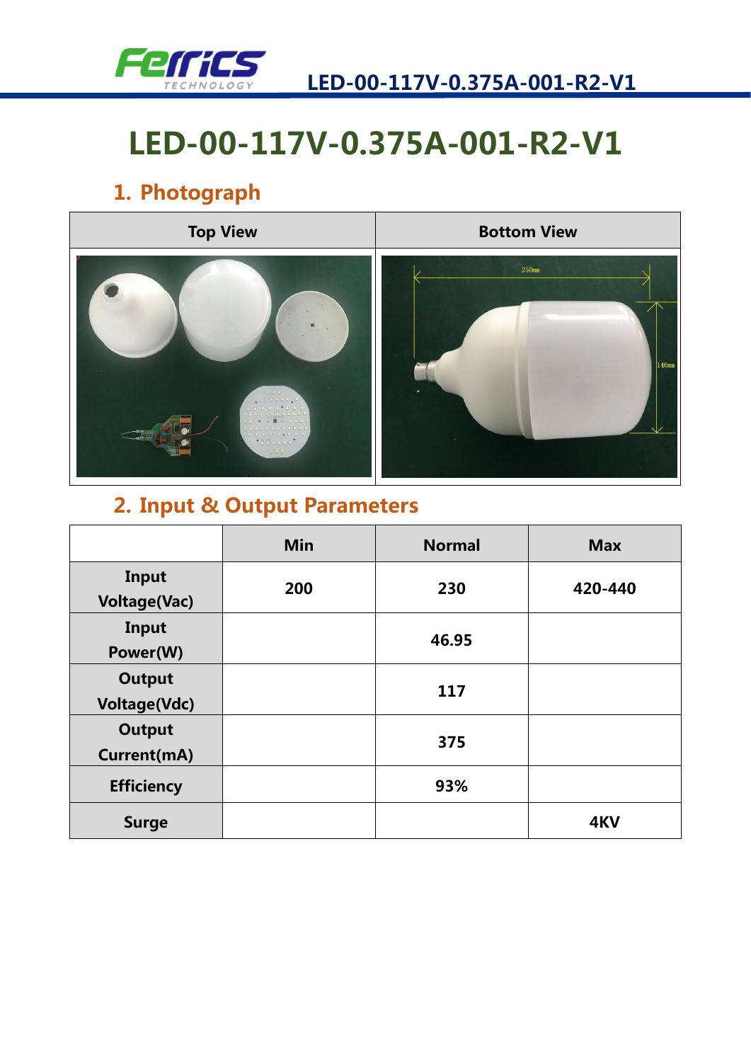# LED-00-117V-0.375A-001-R2-V1

## 1. Photograph

| Top View | Bottom View |
| --- | --- |
| | |

## 2. Input & Output Parameters

| | Min | Normal | Max |
| --- | --- | --- | --- |
| Input Voltage(Vac) | 200 | 230 | 420-440 |
| Input Power(W) | | 46.95 | |
| Output Voltage(Vdc) | | 117 | |
| Output Current(mA) | | 375 | |
| Efficiency | | 93% | |
| Surge | | | 4KV |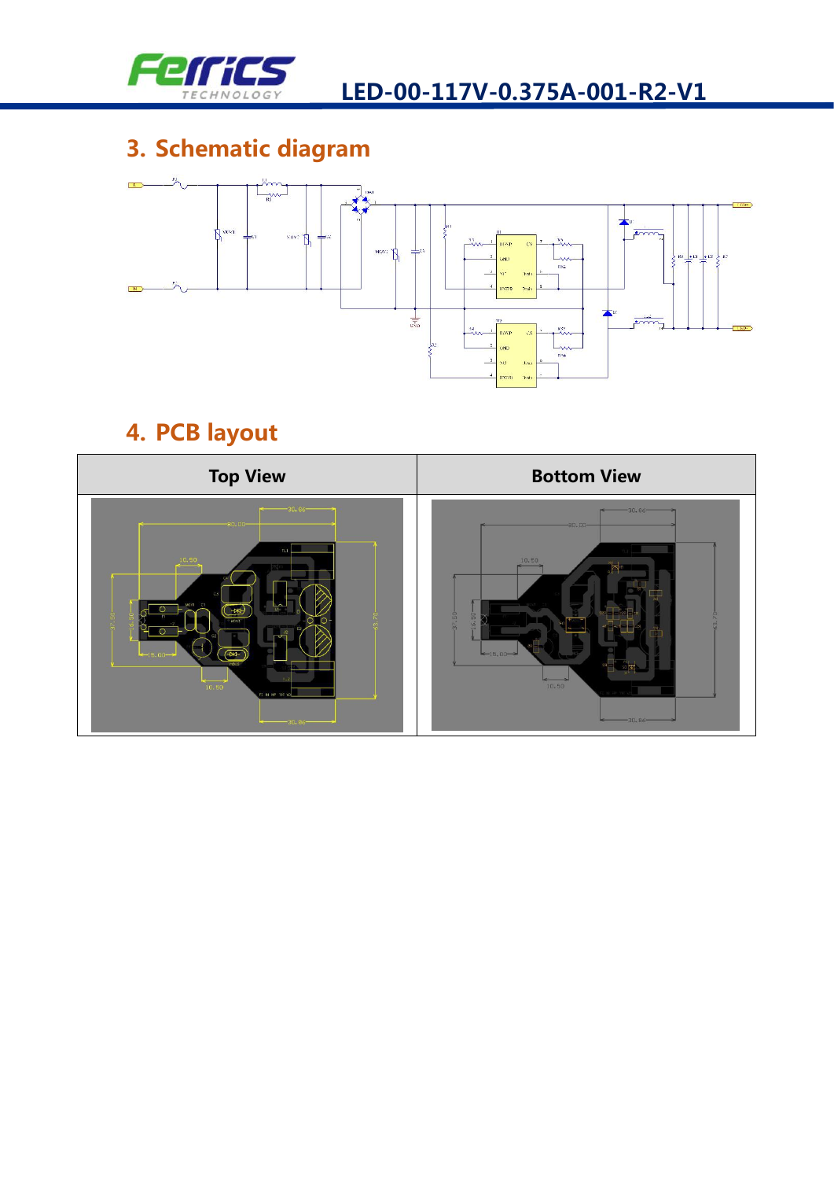## 3. Schematic diagram

## 4. PCB layout

| Top View | Bottom View |
| --- | --- |
| | |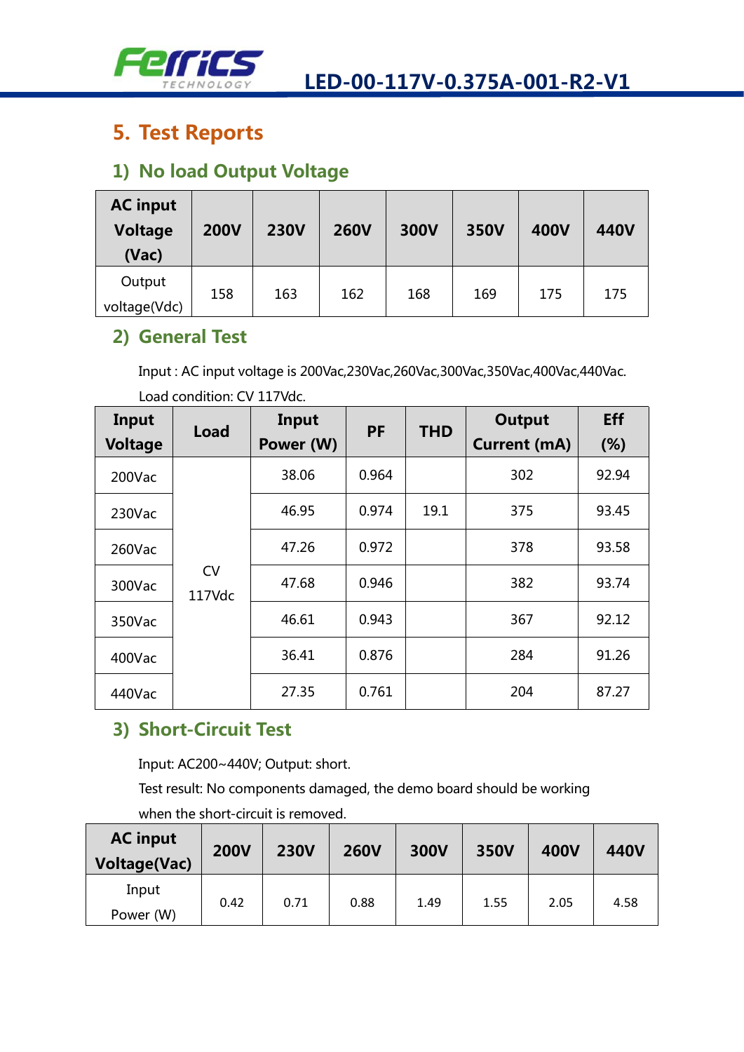## 5. Test Reports

### 1) No load Output Voltage

| AC input Voltage (Vac) | 200V | 230V | 260V | 300V | 350V | 400V | 440V |
|---|---|---|---|---|---|---|---|
| Output voltage(Vdc) | 158 | 163 | 162 | 168 | 169 | 175 | 175 |

### 2) General Test

Input : AC input voltage is 200Vac,230Vac,260Vac,300Vac,350Vac,400Vac,440Vac.

Load condition: CV 117Vdc.

| Input Voltage | Load | Input Power (W) | PF | THD | Output Current (mA) | Eff (%) |
|---|---|---|---|---|---|---|
| 200Vac | CV 117Vdc | 38.06 | 0.964 | | 302 | 92.94 |
| 230Vac | | 46.95 | 0.974 | 19.1 | 375 | 93.45 |
| 260Vac | | 47.26 | 0.972 | | 378 | 93.58 |
| 300Vac | | 47.68 | 0.946 | | 382 | 93.74 |
| 350Vac | | 46.61 | 0.943 | | 367 | 92.12 |
| 400Vac | | 36.41 | 0.876 | | 284 | 91.26 |
| 440Vac | | 27.35 | 0.761 | | 204 | 87.27 |

### 3) Short-Circuit Test

Input: AC200~440V; Output: short.

Test result: No components damaged, the demo board should be working when the short-circuit is removed.

| AC input Voltage(Vac) | 200V | 230V | 260V | 300V | 350V | 400V | 440V |
|---|---|---|---|---|---|---|---|
| Input Power (W) | 0.42 | 0.71 | 0.88 | 1.49 | 1.55 | 2.05 | 4.58 |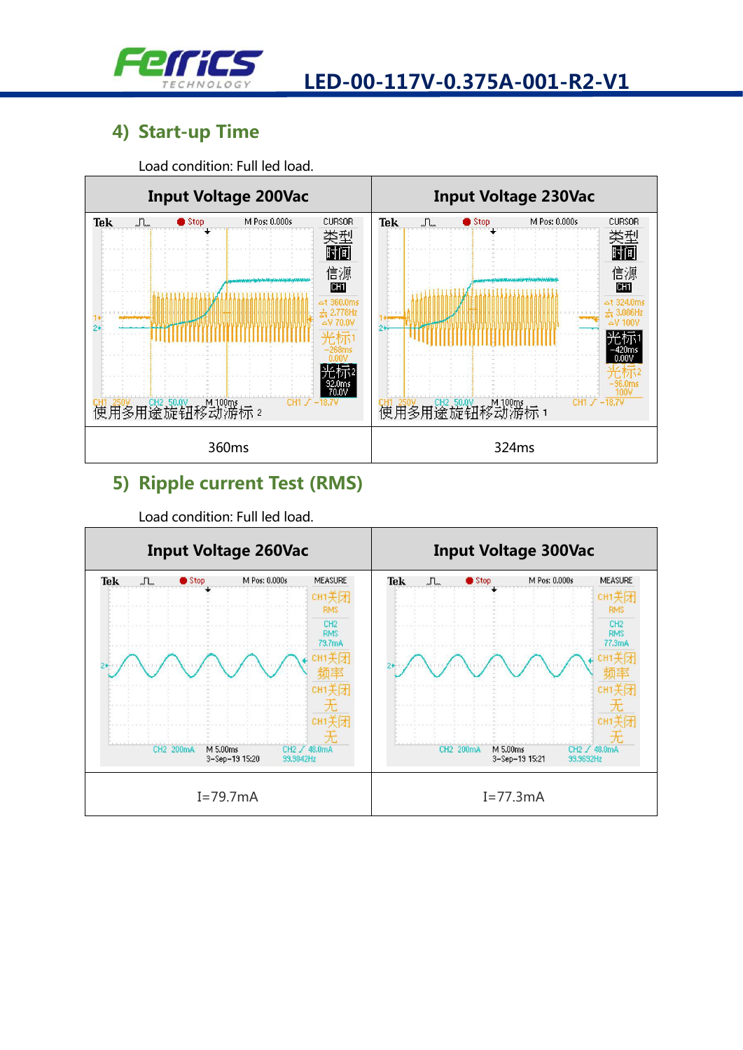## 4) Start-up Time

Load condition: Full led load.

| Input Voltage 200Vac | Input Voltage 230Vac |
| --- | --- |
| | |
| 360ms | 324ms |

## 5) Ripple current Test (RMS)

Load condition: Full led load.

| Input Voltage 260Vac | Input Voltage 300Vac |
| --- | --- |
| | |
| I=79.7mA | I=77.3mA |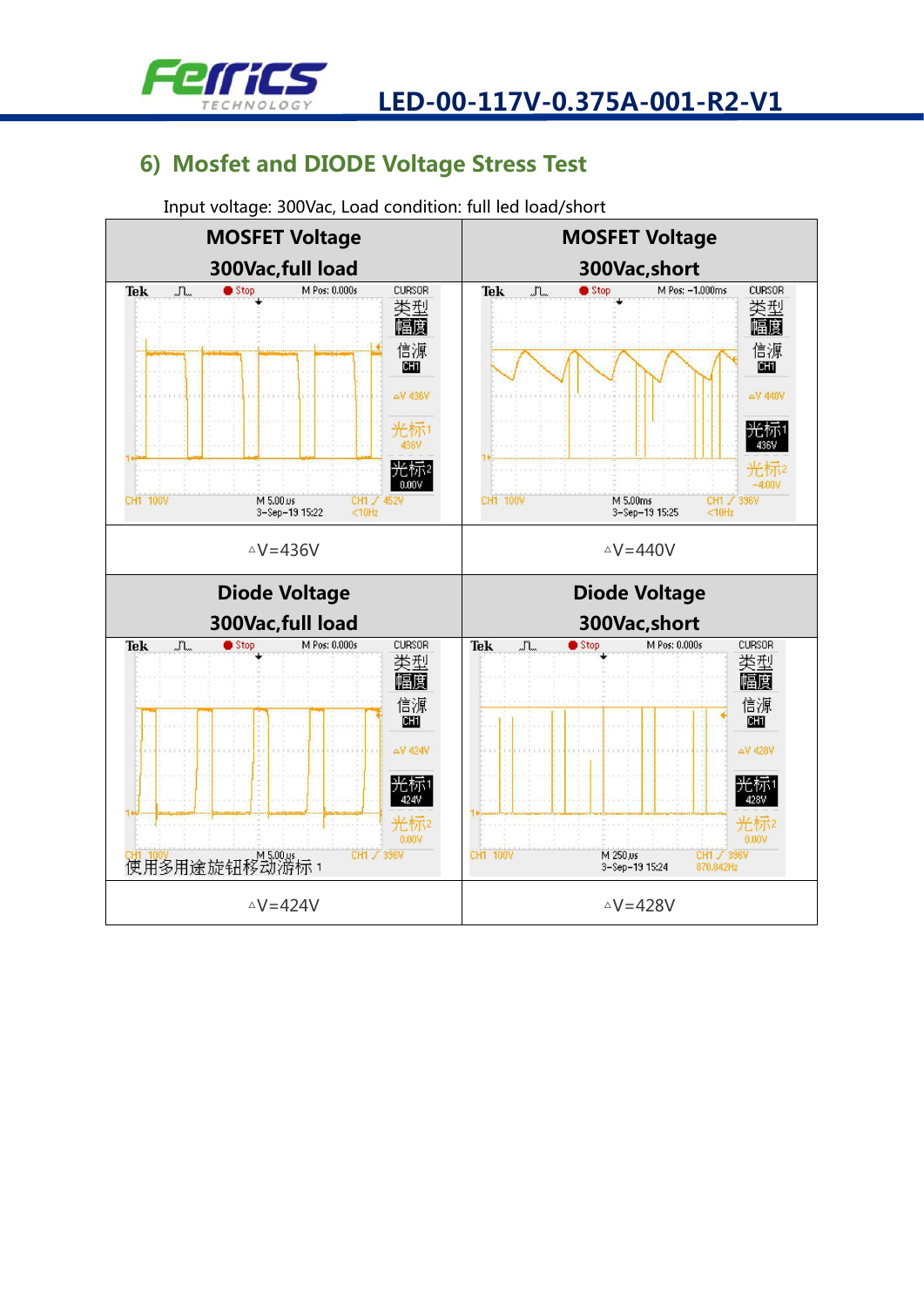## 6) Mosfet and DIODE Voltage Stress Test

Input voltage: 300Vac, Load condition: full led load/short

| MOSFET Voltage<br>300Vac,full load | MOSFET Voltage<br>300Vac,short |
|---|---|
| | |
| △V=436V | △V=440V |
| **Diode Voltage<br>300Vac,full load** | **Diode Voltage<br>300Vac,short** |
| | |
| △V=424V | △V=428V |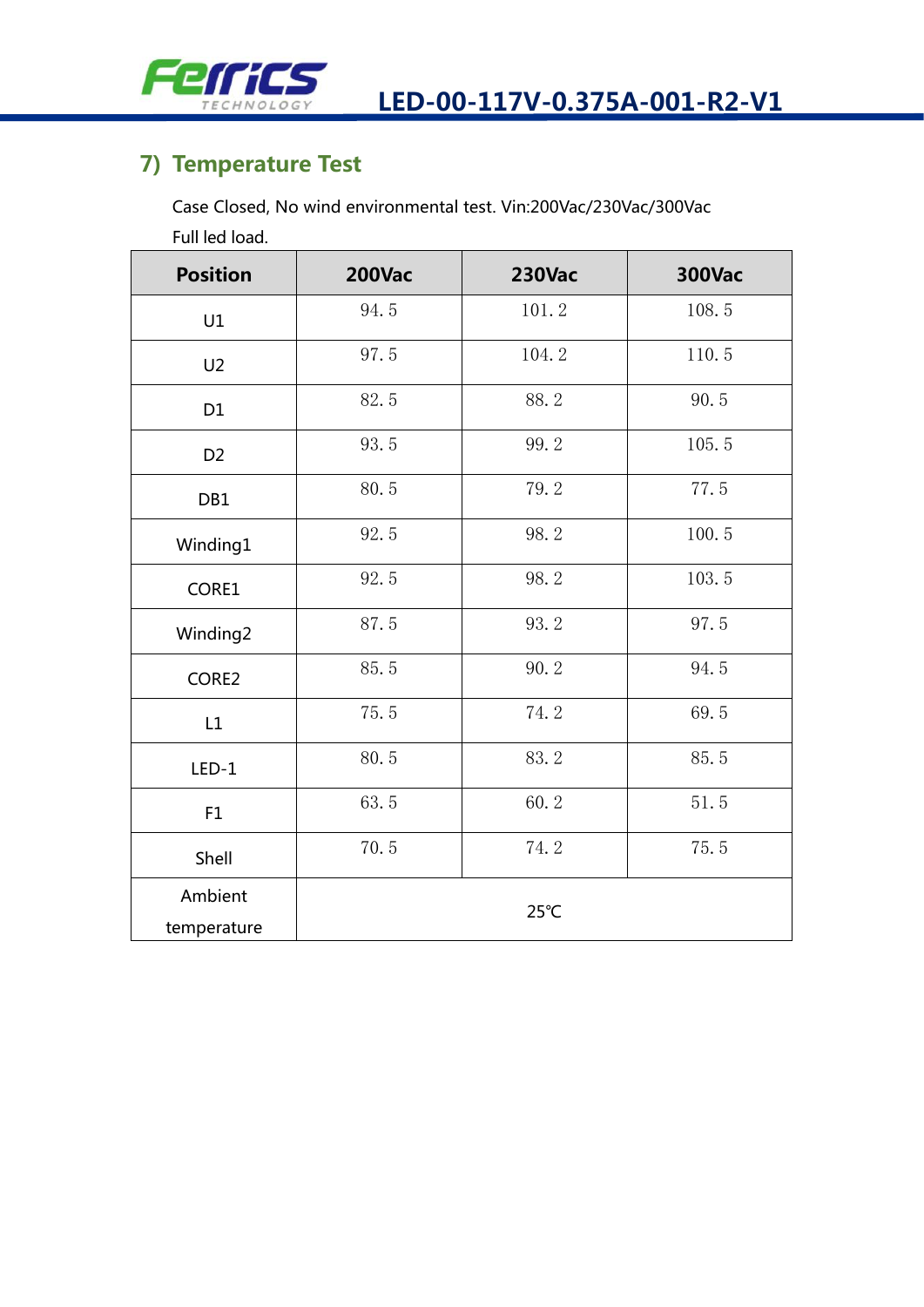## 7) Temperature Test

Case Closed, No wind environmental test. Vin:200Vac/230Vac/300Vac

Full led load.

| Position | 200Vac | 230Vac | 300Vac |
|---|---|---|---|
| U1 | 94.5 | 101.2 | 108.5 |
| U2 | 97.5 | 104.2 | 110.5 |
| D1 | 82.5 | 88.2 | 90.5 |
| D2 | 93.5 | 99.2 | 105.5 |
| DB1 | 80.5 | 79.2 | 77.5 |
| Winding1 | 92.5 | 98.2 | 100.5 |
| CORE1 | 92.5 | 98.2 | 103.5 |
| Winding2 | 87.5 | 93.2 | 97.5 |
| CORE2 | 85.5 | 90.2 | 94.5 |
| L1 | 75.5 | 74.2 | 69.5 |
| LED-1 | 80.5 | 83.2 | 85.5 |
| F1 | 63.5 | 60.2 | 51.5 |
| Shell | 70.5 | 74.2 | 75.5 |
| Ambient temperature | 25℃ | | |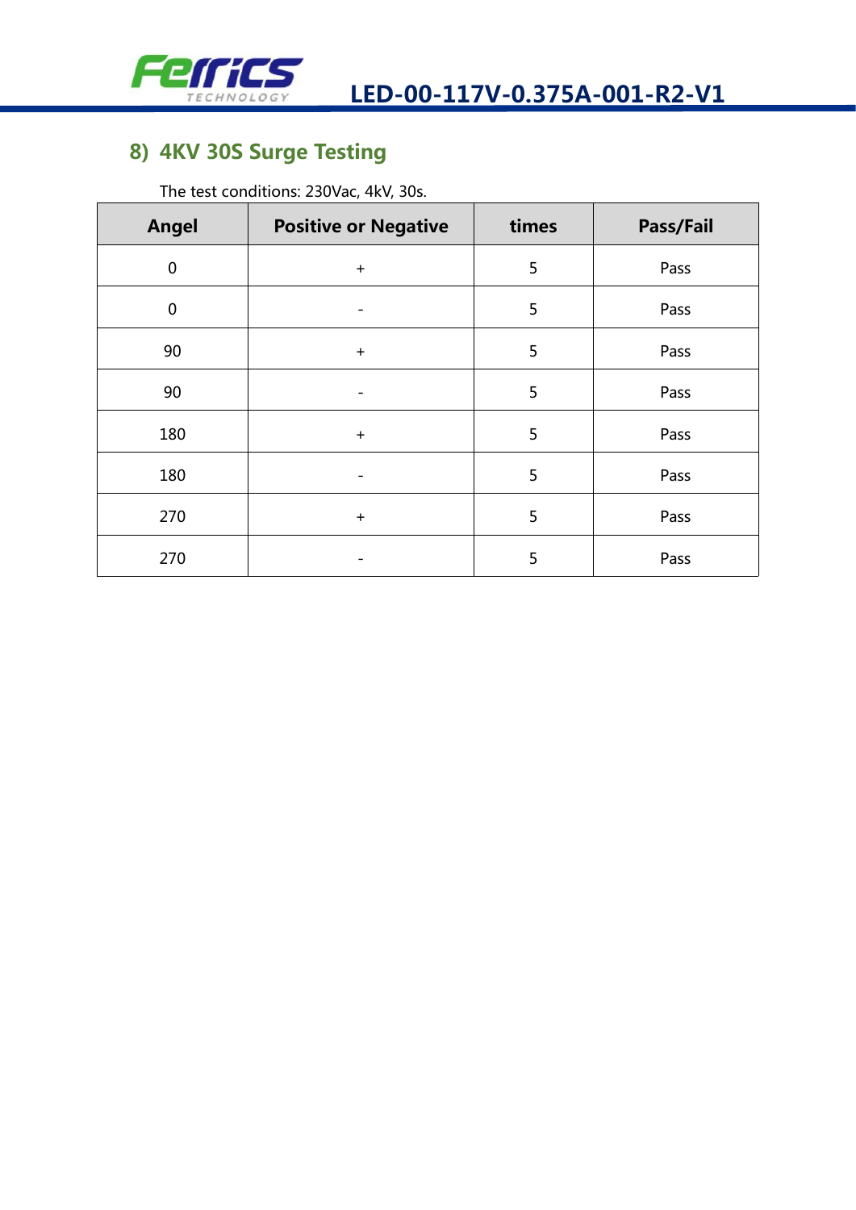## 8) 4KV 30S Surge Testing

The test conditions: 230Vac, 4kV, 30s.

| Angel | Positive or Negative | times | Pass/Fail |
|---|---|---|---|
| 0 | + | 5 | Pass |
| 0 | - | 5 | Pass |
| 90 | + | 5 | Pass |
| 90 | - | 5 | Pass |
| 180 | + | 5 | Pass |
| 180 | - | 5 | Pass |
| 270 | + | 5 | Pass |
| 270 | - | 5 | Pass |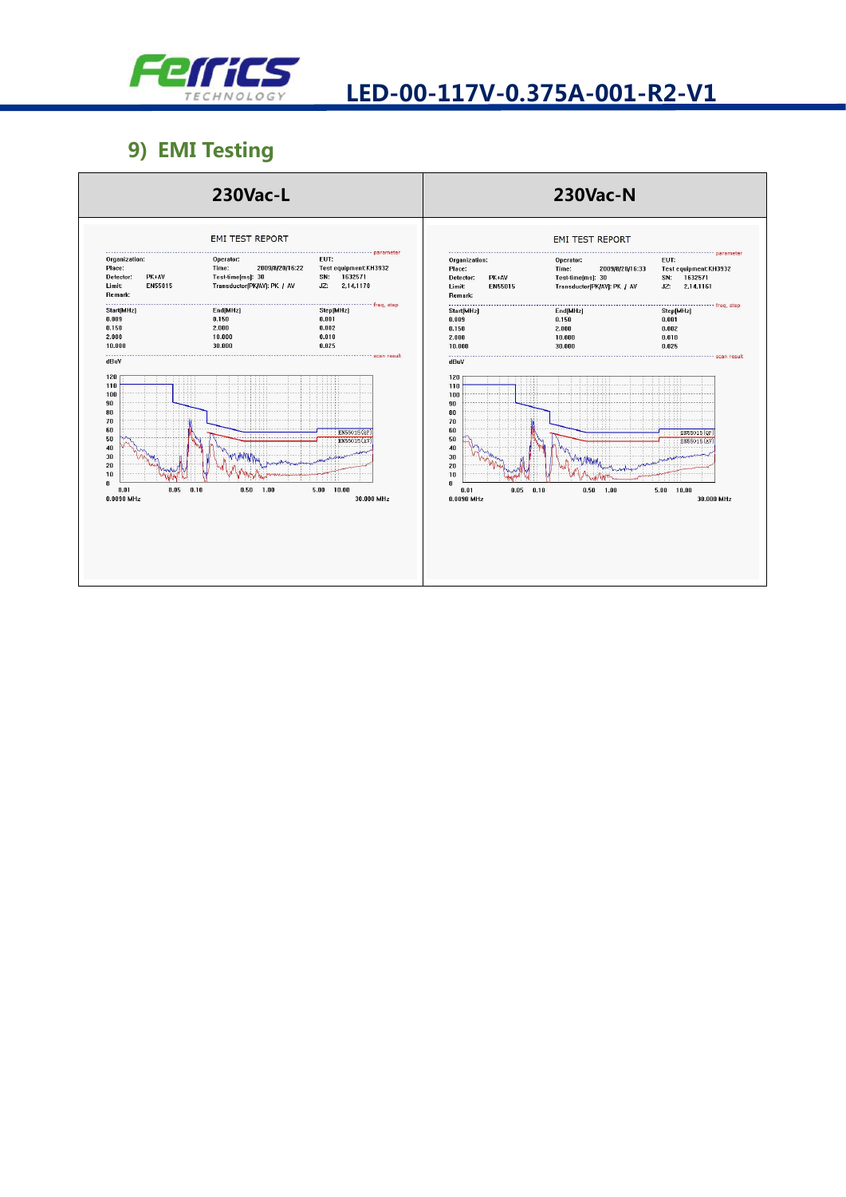## 9) EMI Testing

| 230Vac-L | 230Vac-N |
| --- | --- |
| EMI TEST REPORT | EMI TEST REPORT |
| Organization: / Place: / Detector: PK+AV / Limit: EN55015 / Remark: | Organization: / Place: / Detector: PK+AV / Limit: EN55015 / Remark: |
| Operator: / Time: 2009/8/20/16:22 / Test-time[ms]: 30 / Transducer[PK/AV]: PK / AV | Operator: / Time: 2009/8/20/16:33 / Test-time[ms]: 30 / Transducer[PK/AV]: PK / AV |
| EUT: / Test equipment: KH3932 / SN: 1632571 / JZ: 2,14,1170 | EUT: / Test equipment: KH3932 / SN: 1632571 / JZ: 2,14,1161 |

**Frequency / step settings (both tests):**

| Start[MHz] | End[MHz] | Step[MHz] |
| --- | --- | --- |
| 0.009 | 0.150 | 0.001 |
| 0.150 | 2.000 | 0.002 |
| 2.000 | 10.000 | 0.010 |
| 10.000 | 30.000 | 0.025 |

Scan result: dBuV vs. frequency, 0.0090 MHz – 30.000 MHz, limits EN55015 (QP) and EN55015 (AV).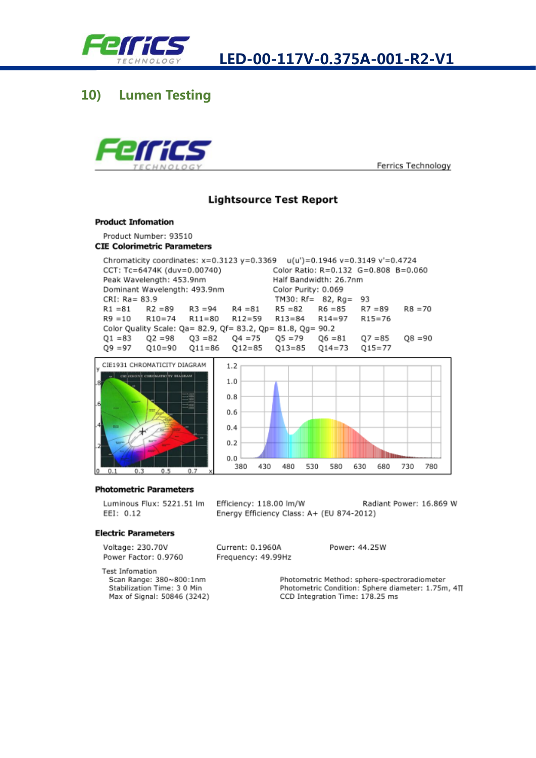## 10) Lumen Testing

Ferrics Technology

### Lightsource Test Report

**Product Infomation**

Product Number: 93510

**CIE Colorimetric Parameters**

Chromaticity coordinates: x=0.3123 y=0.3369 u(u')=0.1946 v=0.3149 v'=0.4724
CCT: Tc=6474K (duv=0.00740) Color Ratio: R=0.132 G=0.808 B=0.060
Peak Wavelength: 453.9nm Half Bandwidth: 26.7nm
Dominant Wavelength: 493.9nm Color Purity: 0.069
CRI: Ra= 83.9 TM30: Rf= 82, Rg= 93

| | | | | | | | |
|---|---|---|---|---|---|---|---|
| R1 =81 | R2 =89 | R3 =94 | R4 =81 | R5 =82 | R6 =85 | R7 =89 | R8 =70 |
| R9 =10 | R10=74 | R11=80 | R12=59 | R13=84 | R14=97 | R15=76 | |

Color Quality Scale: Qa= 82.9, Qf= 83.2, Qp= 81.8, Qg= 90.2

| | | | | | | | |
|---|---|---|---|---|---|---|---|
| Q1 =83 | Q2 =98 | Q3 =82 | Q4 =75 | Q5 =79 | Q6 =81 | Q7 =85 | Q8 =90 |
| Q9 =97 | Q10=90 | Q11=86 | Q12=85 | Q13=85 | Q14=73 | Q15=77 | |

CIE1931 CHROMATICITY DIAGRAM
y
.8
.6
.4
.2
0 0.1 0.3 0.5 0.7 x

1.2
1.0
0.8
0.6
0.4
0.2
0.0
380 430 480 530 580 630 680 730 780

**Photometric Parameters**

Luminous Flux: 5221.51 lm Efficiency: 118.00 lm/W Radiant Power: 16.869 W
EEI: 0.12 Energy Efficiency Class: A+ (EU 874-2012)

**Electric Parameters**

Voltage: 230.70V Current: 0.1960A Power: 44.25W
Power Factor: 0.9760 Frequency: 49.99Hz

Test Infomation
Scan Range: 380~800:1nm
Stabilization Time: 3 0 Min
Max of Signal: 50846 (3242)

Photometric Method: sphere-spectroradiometer
Photometric Condition: Sphere diameter: 1.75m, 4π
CCD Integration Time: 178.25 ms